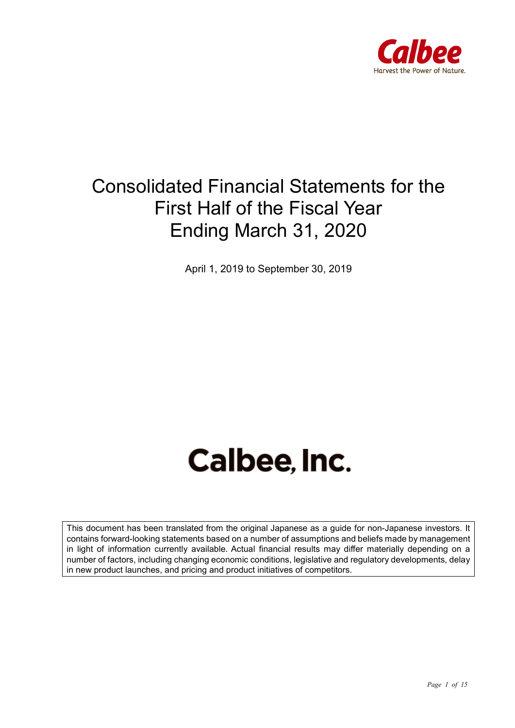Calbee

Harvest the Power of Nature.

# Consolidated Financial Statements for the First Half of the Fiscal Year Ending March 31, 2020

April 1, 2019 to September 30, 2019

# Calbee, Inc.

This document has been translated from the original Japanese as a guide for non-Japanese investors. It contains forward-looking statements based on a number of assumptions and beliefs made by management in light of information currently available. Actual financial results may differ materially depending on a number of factors, including changing economic conditions, legislative and regulatory developments, delay in new product launches, and pricing and product initiatives of competitors.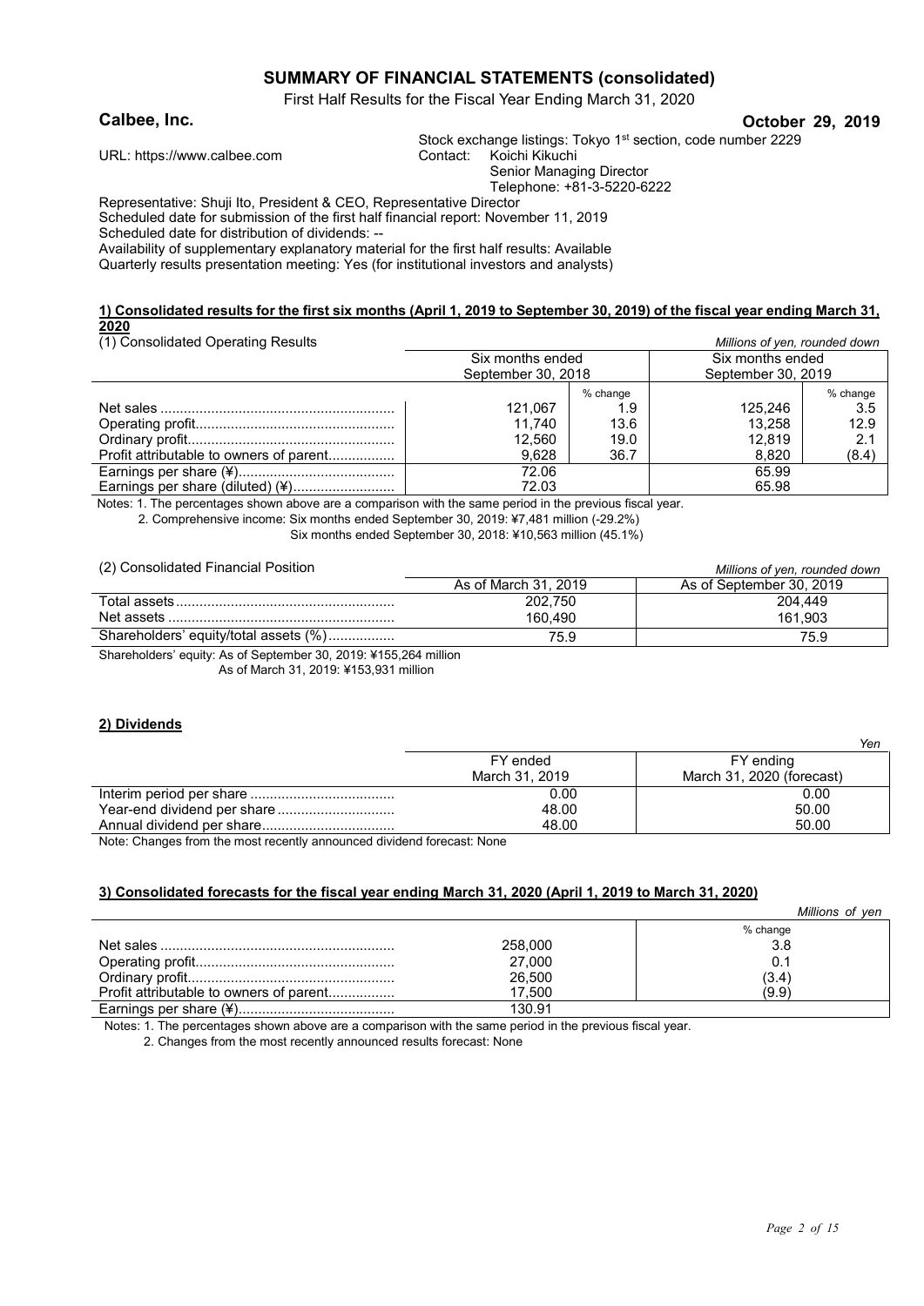# SUMMARY OF FINANCIAL STATEMENTS (consolidated)

First Half Results for the Fiscal Year Ending March 31, 2020

**Calbee, Inc.** **October 29, 2019**

Stock exchange listings: Tokyo 1st section, code number 2229

URL: https://www.calbee.com

Contact: Koichi Kikuchi
Senior Managing Director
Telephone: +81-3-5220-6222

Representative: Shuji Ito, President & CEO, Representative Director
Scheduled date for submission of the first half financial report: November 11, 2019
Scheduled date for distribution of dividends: --
Availability of supplementary explanatory material for the first half results: Available
Quarterly results presentation meeting: Yes (for institutional investors and analysts)

## 1) Consolidated results for the first six months (April 1, 2019 to September 30, 2019) of the fiscal year ending March 31, 2020

(1) Consolidated Operating Results *Millions of yen, rounded down*

| | Six months ended September 30, 2018 | | Six months ended September 30, 2019 | |
|---|---|---|---|---|
| | | % change | | % change |
| Net sales | 121,067 | 1.9 | 125,246 | 3.5 |
| Operating profit | 11,740 | 13.6 | 13,258 | 12.9 |
| Ordinary profit | 12,560 | 19.0 | 12,819 | 2.1 |
| Profit attributable to owners of parent | 9,628 | 36.7 | 8,820 | (8.4) |
| Earnings per share (¥) | 72.06 | | 65.99 | |
| Earnings per share (diluted) (¥) | 72.03 | | 65.98 | |

Notes: 1. The percentages shown above are a comparison with the same period in the previous fiscal year.
2. Comprehensive income: Six months ended September 30, 2019: ¥7,481 million (-29.2%)
Six months ended September 30, 2018: ¥10,563 million (45.1%)

(2) Consolidated Financial Position *Millions of yen, rounded down*

| | As of March 31, 2019 | As of September 30, 2019 |
|---|---|---|
| Total assets | 202,750 | 204,449 |
| Net assets | 160,490 | 161,903 |
| Shareholders' equity/total assets (%) | 75.9 | 75.9 |

Shareholders' equity: As of September 30, 2019: ¥155,264 million
As of March 31, 2019: ¥153,931 million

## 2) Dividends

*Yen*

| | FY ended March 31, 2019 | FY ending March 31, 2020 (forecast) |
|---|---|---|
| Interim period per share | 0.00 | 0.00 |
| Year-end dividend per share | 48.00 | 50.00 |
| Annual dividend per share | 48.00 | 50.00 |

Note: Changes from the most recently announced dividend forecast: None

## 3) Consolidated forecasts for the fiscal year ending March 31, 2020 (April 1, 2019 to March 31, 2020)

*Millions of yen*

| | | % change |
|---|---|---|
| Net sales | 258,000 | 3.8 |
| Operating profit | 27,000 | 0.1 |
| Ordinary profit | 26,500 | (3.4) |
| Profit attributable to owners of parent | 17,500 | (9.9) |
| Earnings per share (¥) | 130.91 | |

Notes: 1. The percentages shown above are a comparison with the same period in the previous fiscal year.
2. Changes from the most recently announced results forecast: None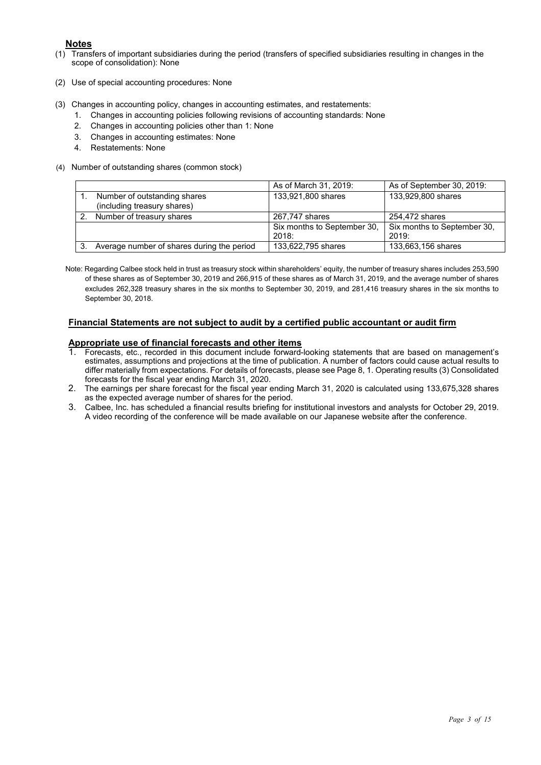## Notes

(1) Transfers of important subsidiaries during the period (transfers of specified subsidiaries resulting in changes in the scope of consolidation): None

(2) Use of special accounting procedures: None

(3) Changes in accounting policy, changes in accounting estimates, and restatements:
   1. Changes in accounting policies following revisions of accounting standards: None
   2. Changes in accounting policies other than 1: None
   3. Changes in accounting estimates: None
   4. Restatements: None

(4) Number of outstanding shares (common stock)

| | As of March 31, 2019: | As of September 30, 2019: |
|---|---|---|
| 1. Number of outstanding shares (including treasury shares) | 133,921,800 shares | 133,929,800 shares |
| 2. Number of treasury shares | 267,747 shares | 254,472 shares |
| | Six months to September 30, 2018: | Six months to September 30, 2019: |
| 3. Average number of shares during the period | 133,622,795 shares | 133,663,156 shares |

Note: Regarding Calbee stock held in trust as treasury stock within shareholders' equity, the number of treasury shares includes 253,590 of these shares as of September 30, 2019 and 266,915 of these shares as of March 31, 2019, and the average number of shares excludes 262,328 treasury shares in the six months to September 30, 2019, and 281,416 treasury shares in the six months to September 30, 2018.

**Financial Statements are not subject to audit by a certified public accountant or audit firm**

**Appropriate use of financial forecasts and other items**

1. Forecasts, etc., recorded in this document include forward-looking statements that are based on management's estimates, assumptions and projections at the time of publication. A number of factors could cause actual results to differ materially from expectations. For details of forecasts, please see Page 8, 1. Operating results (3) Consolidated forecasts for the fiscal year ending March 31, 2020.
2. The earnings per share forecast for the fiscal year ending March 31, 2020 is calculated using 133,675,328 shares as the expected average number of shares for the period.
3. Calbee, Inc. has scheduled a financial results briefing for institutional investors and analysts for October 29, 2019. A video recording of the conference will be made available on our Japanese website after the conference.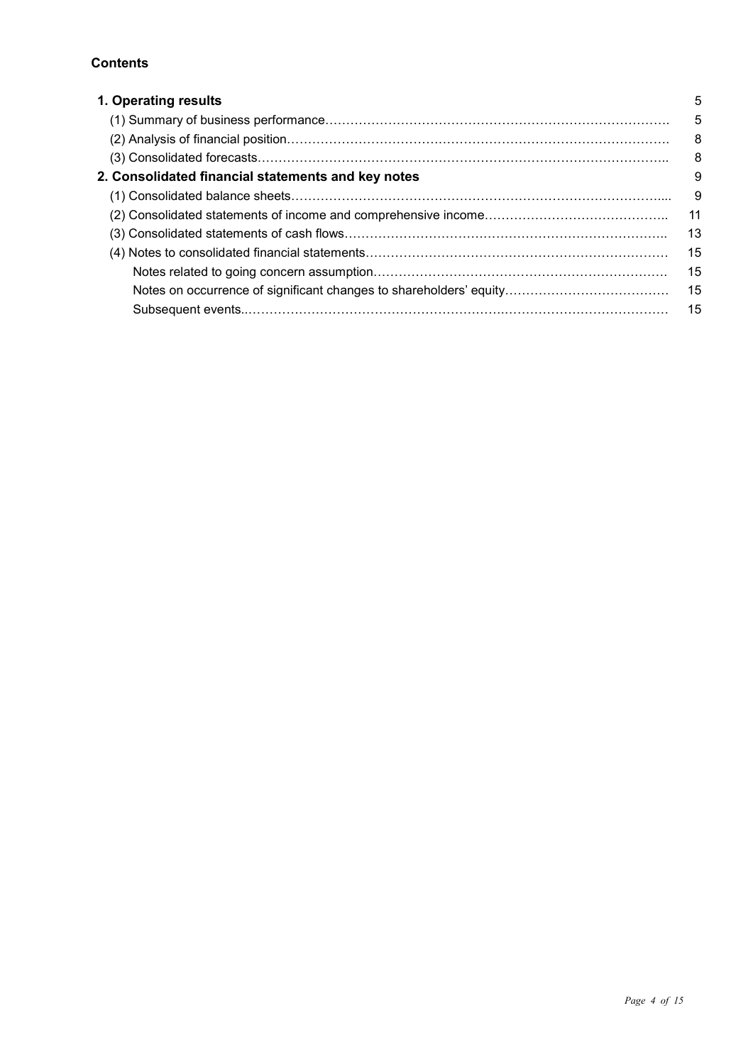**Contents**

| | |
|---|---|
| **1. Operating results** | 5 |
| (1) Summary of business performance | 5 |
| (2) Analysis of financial position | 8 |
| (3) Consolidated forecasts | 8 |
| **2. Consolidated financial statements and key notes** | 9 |
| (1) Consolidated balance sheets | 9 |
| (2) Consolidated statements of income and comprehensive income | 11 |
| (3) Consolidated statements of cash flows | 13 |
| (4) Notes to consolidated financial statements | 15 |
| Notes related to going concern assumption | 15 |
| Notes on occurrence of significant changes to shareholders' equity | 15 |
| Subsequent events | 15 |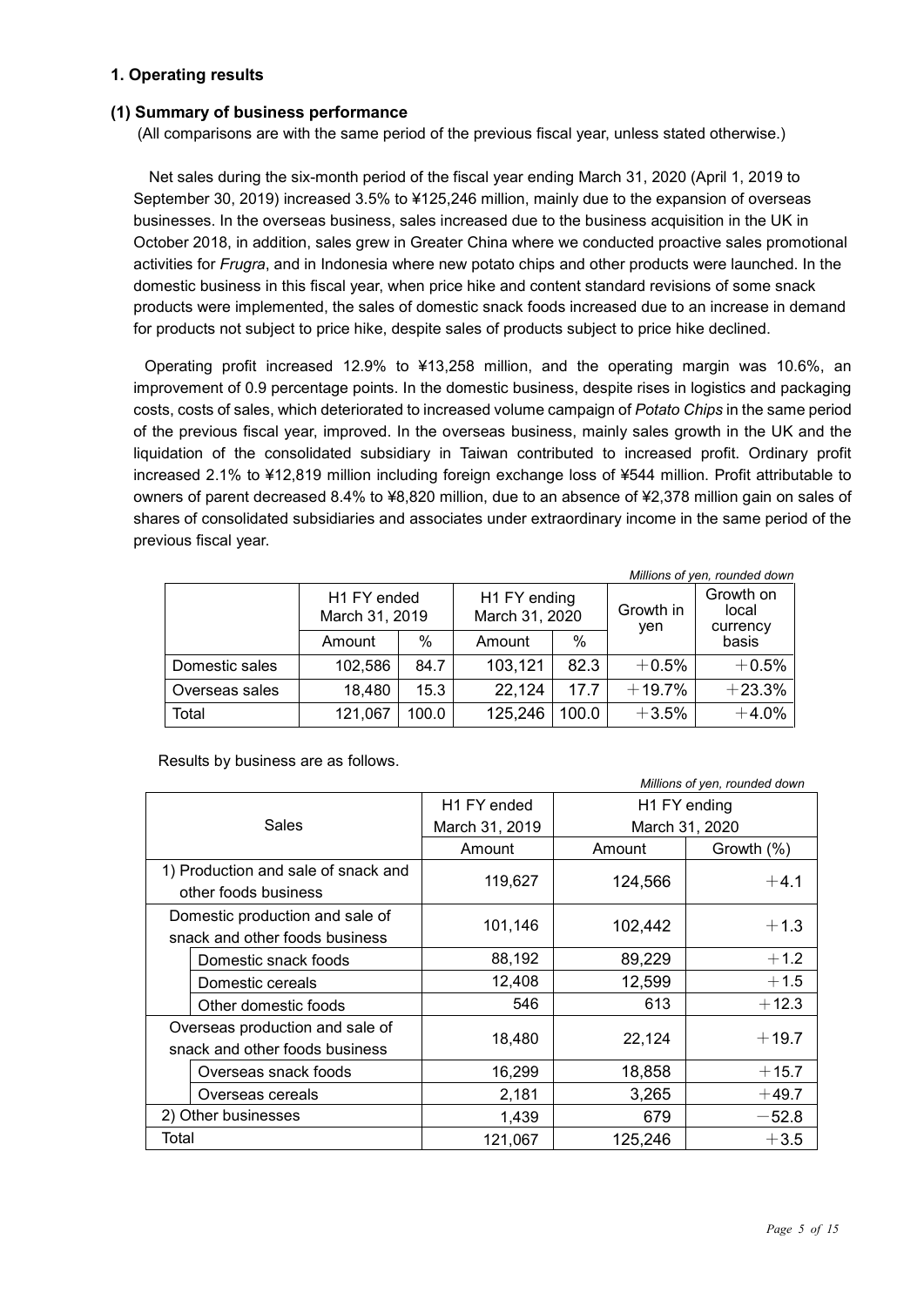## 1. Operating results

### (1) Summary of business performance

(All comparisons are with the same period of the previous fiscal year, unless stated otherwise.)

Net sales during the six-month period of the fiscal year ending March 31, 2020 (April 1, 2019 to September 30, 2019) increased 3.5% to ¥125,246 million, mainly due to the expansion of overseas businesses. In the overseas business, sales increased due to the business acquisition in the UK in October 2018, in addition, sales grew in Greater China where we conducted proactive sales promotional activities for *Frugra*, and in Indonesia where new potato chips and other products were launched. In the domestic business in this fiscal year, when price hike and content standard revisions of some snack products were implemented, the sales of domestic snack foods increased due to an increase in demand for products not subject to price hike, despite sales of products subject to price hike declined.

Operating profit increased 12.9% to ¥13,258 million, and the operating margin was 10.6%, an improvement of 0.9 percentage points. In the domestic business, despite rises in logistics and packaging costs, costs of sales, which deteriorated to increased volume campaign of *Potato Chips* in the same period of the previous fiscal year, improved. In the overseas business, mainly sales growth in the UK and the liquidation of the consolidated subsidiary in Taiwan contributed to increased profit. Ordinary profit increased 2.1% to ¥12,819 million including foreign exchange loss of ¥544 million. Profit attributable to owners of parent decreased 8.4% to ¥8,820 million, due to an absence of ¥2,378 million gain on sales of shares of consolidated subsidiaries and associates under extraordinary income in the same period of the previous fiscal year.

*Millions of yen, rounded down*

| | H1 FY ended March 31, 2019 | | H1 FY ending March 31, 2020 | | Growth in yen | Growth on local currency basis |
|---|---|---|---|---|---|---|
| | Amount | % | Amount | % | | |
| Domestic sales | 102,586 | 84.7 | 103,121 | 82.3 | +0.5% | +0.5% |
| Overseas sales | 18,480 | 15.3 | 22,124 | 17.7 | +19.7% | +23.3% |
| Total | 121,067 | 100.0 | 125,246 | 100.0 | +3.5% | +4.0% |

Results by business are as follows.

*Millions of yen, rounded down*

| Sales | H1 FY ended March 31, 2019 | H1 FY ending March 31, 2020 | |
|---|---|---|---|
| | Amount | Amount | Growth (%) |
| 1) Production and sale of snack and other foods business | 119,627 | 124,566 | +4.1 |
| Domestic production and sale of snack and other foods business | 101,146 | 102,442 | +1.3 |
| Domestic snack foods | 88,192 | 89,229 | +1.2 |
| Domestic cereals | 12,408 | 12,599 | +1.5 |
| Other domestic foods | 546 | 613 | +12.3 |
| Overseas production and sale of snack and other foods business | 18,480 | 22,124 | +19.7 |
| Overseas snack foods | 16,299 | 18,858 | +15.7 |
| Overseas cereals | 2,181 | 3,265 | +49.7 |
| 2) Other businesses | 1,439 | 679 | −52.8 |
| Total | 121,067 | 125,246 | +3.5 |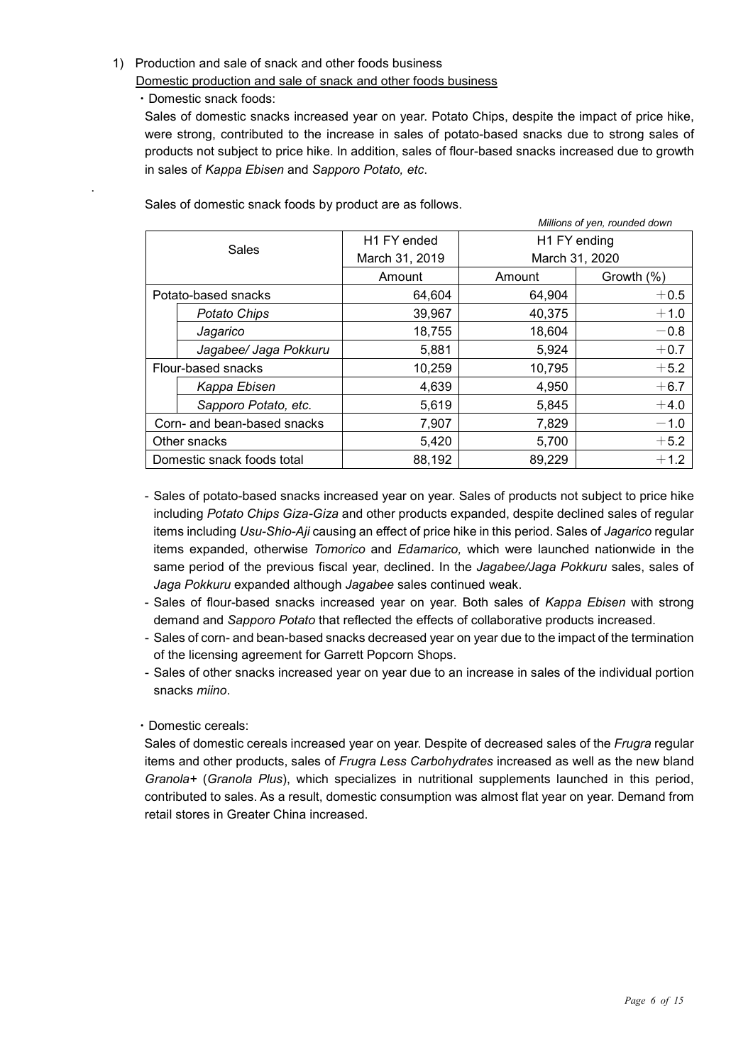1) Production and sale of snack and other foods business

Domestic production and sale of snack and other foods business

・Domestic snack foods:

Sales of domestic snacks increased year on year. Potato Chips, despite the impact of price hike, were strong, contributed to the increase in sales of potato-based snacks due to strong sales of products not subject to price hike. In addition, sales of flour-based snacks increased due to growth in sales of *Kappa Ebisen* and *Sapporo Potato, etc*.

.

Sales of domestic snack foods by product are as follows.

*Millions of yen, rounded down*

| Sales | | H1 FY ended March 31, 2019 | H1 FY ending March 31, 2020 | |
|---|---|---|---|---|
| | | Amount | Amount | Growth (%) |
| Potato-based snacks | | 64,604 | 64,904 | ＋0.5 |
| | *Potato Chips* | 39,967 | 40,375 | ＋1.0 |
| | *Jagarico* | 18,755 | 18,604 | －0.8 |
| | *Jagabee/ Jaga Pokkuru* | 5,881 | 5,924 | ＋0.7 |
| Flour-based snacks | | 10,259 | 10,795 | ＋5.2 |
| | *Kappa Ebisen* | 4,639 | 4,950 | ＋6.7 |
| | *Sapporo Potato, etc.* | 5,619 | 5,845 | ＋4.0 |
| Corn- and bean-based snacks | | 7,907 | 7,829 | －1.0 |
| Other snacks | | 5,420 | 5,700 | ＋5.2 |
| Domestic snack foods total | | 88,192 | 89,229 | ＋1.2 |

- Sales of potato-based snacks increased year on year. Sales of products not subject to price hike including *Potato Chips Giza-Giza* and other products expanded, despite declined sales of regular items including *Usu-Shio-Aji* causing an effect of price hike in this period. Sales of *Jagarico* regular items expanded, otherwise *Tomorico* and *Edamarico,* which were launched nationwide in the same period of the previous fiscal year, declined. In the *Jagabee/Jaga Pokkuru* sales, sales of *Jaga Pokkuru* expanded although *Jagabee* sales continued weak.
- Sales of flour-based snacks increased year on year. Both sales of *Kappa Ebisen* with strong demand and *Sapporo Potato* that reflected the effects of collaborative products increased.
- Sales of corn- and bean-based snacks decreased year on year due to the impact of the termination of the licensing agreement for Garrett Popcorn Shops.
- Sales of other snacks increased year on year due to an increase in sales of the individual portion snacks *miino*.

・Domestic cereals:

Sales of domestic cereals increased year on year. Despite of decreased sales of the *Frugra* regular items and other products, sales of *Frugra Less Carbohydrates* increased as well as the new bland *Granola+* (*Granola Plus*), which specializes in nutritional supplements launched in this period, contributed to sales. As a result, domestic consumption was almost flat year on year. Demand from retail stores in Greater China increased.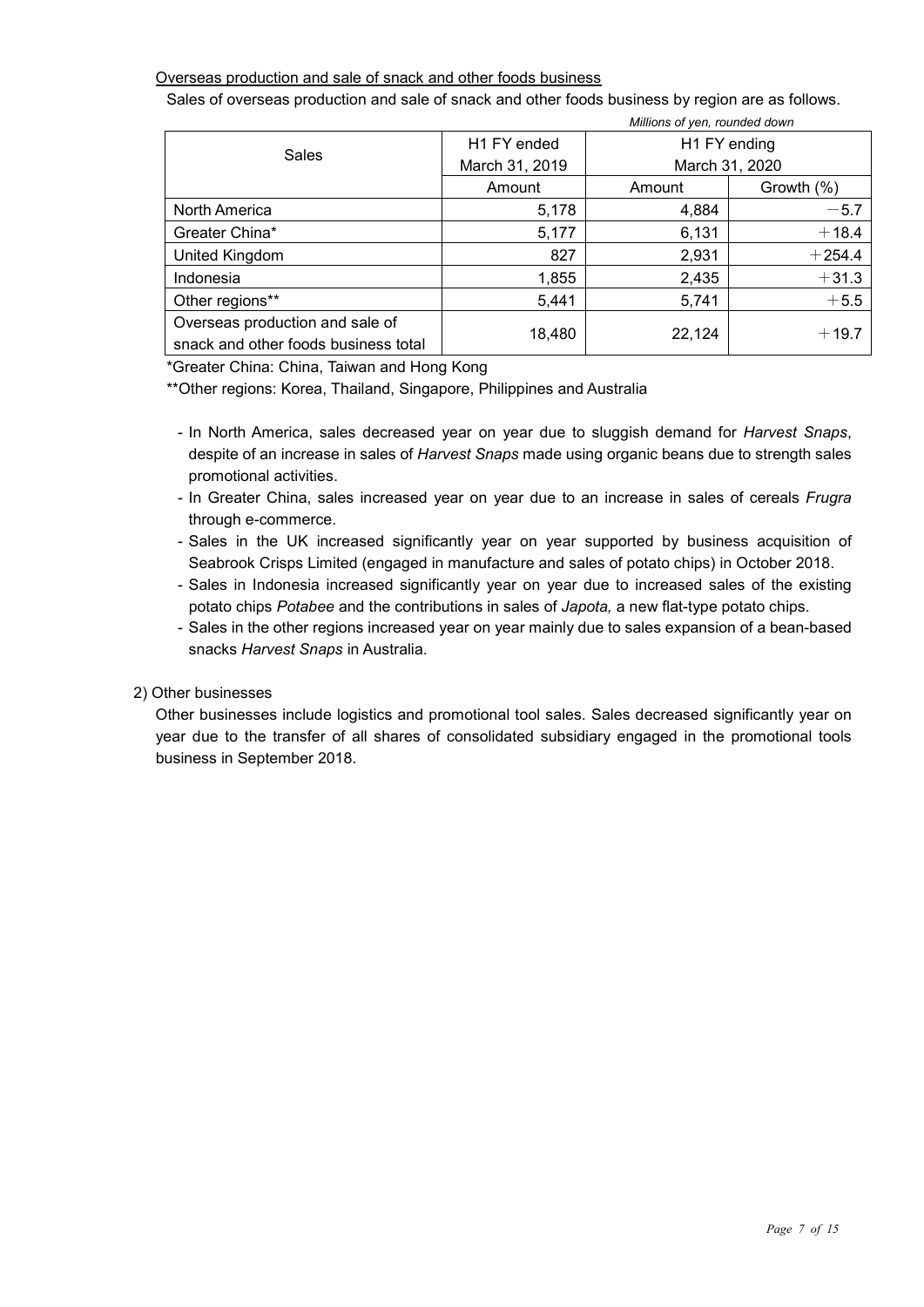Overseas production and sale of snack and other foods business

Sales of overseas production and sale of snack and other foods business by region are as follows.

*Millions of yen, rounded down*

| Sales | H1 FY ended March 31, 2019 | H1 FY ending March 31, 2020 | |
|---|---|---|---|
| | Amount | Amount | Growth (%) |
| North America | 5,178 | 4,884 | −5.7 |
| Greater China* | 5,177 | 6,131 | ＋18.4 |
| United Kingdom | 827 | 2,931 | ＋254.4 |
| Indonesia | 1,855 | 2,435 | ＋31.3 |
| Other regions** | 5,441 | 5,741 | ＋5.5 |
| Overseas production and sale of snack and other foods business total | 18,480 | 22,124 | ＋19.7 |

*Greater China: China, Taiwan and Hong Kong

**Other regions: Korea, Thailand, Singapore, Philippines and Australia

- In North America, sales decreased year on year due to sluggish demand for *Harvest Snaps*, despite of an increase in sales of *Harvest Snaps* made using organic beans due to strength sales promotional activities.
- In Greater China, sales increased year on year due to an increase in sales of cereals *Frugra* through e-commerce.
- Sales in the UK increased significantly year on year supported by business acquisition of Seabrook Crisps Limited (engaged in manufacture and sales of potato chips) in October 2018.
- Sales in Indonesia increased significantly year on year due to increased sales of the existing potato chips *Potabee* and the contributions in sales of *Japota,* a new flat-type potato chips.
- Sales in the other regions increased year on year mainly due to sales expansion of a bean-based snacks *Harvest Snaps* in Australia.

2) Other businesses

Other businesses include logistics and promotional tool sales. Sales decreased significantly year on year due to the transfer of all shares of consolidated subsidiary engaged in the promotional tools business in September 2018.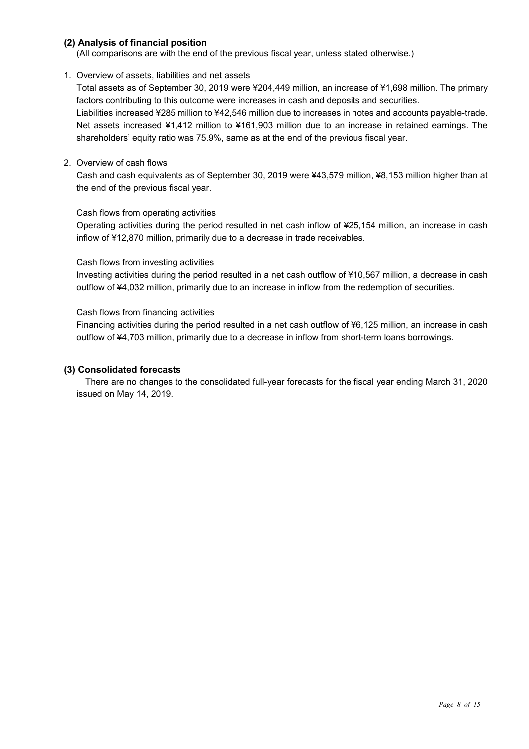### (2) Analysis of financial position

(All comparisons are with the end of the previous fiscal year, unless stated otherwise.)

1. Overview of assets, liabilities and net assets

   Total assets as of September 30, 2019 were ¥204,449 million, an increase of ¥1,698 million. The primary factors contributing to this outcome were increases in cash and deposits and securities.

   Liabilities increased ¥285 million to ¥42,546 million due to increases in notes and accounts payable-trade.

   Net assets increased ¥1,412 million to ¥161,903 million due to an increase in retained earnings. The shareholders' equity ratio was 75.9%, same as at the end of the previous fiscal year.

2. Overview of cash flows

   Cash and cash equivalents as of September 30, 2019 were ¥43,579 million, ¥8,153 million higher than at the end of the previous fiscal year.

   Cash flows from operating activities

   Operating activities during the period resulted in net cash inflow of ¥25,154 million, an increase in cash inflow of ¥12,870 million, primarily due to a decrease in trade receivables.

   Cash flows from investing activities

   Investing activities during the period resulted in a net cash outflow of ¥10,567 million, a decrease in cash outflow of ¥4,032 million, primarily due to an increase in inflow from the redemption of securities.

   Cash flows from financing activities

   Financing activities during the period resulted in a net cash outflow of ¥6,125 million, an increase in cash outflow of ¥4,703 million, primarily due to a decrease in inflow from short-term loans borrowings.

### (3) Consolidated forecasts

There are no changes to the consolidated full-year forecasts for the fiscal year ending March 31, 2020 issued on May 14, 2019.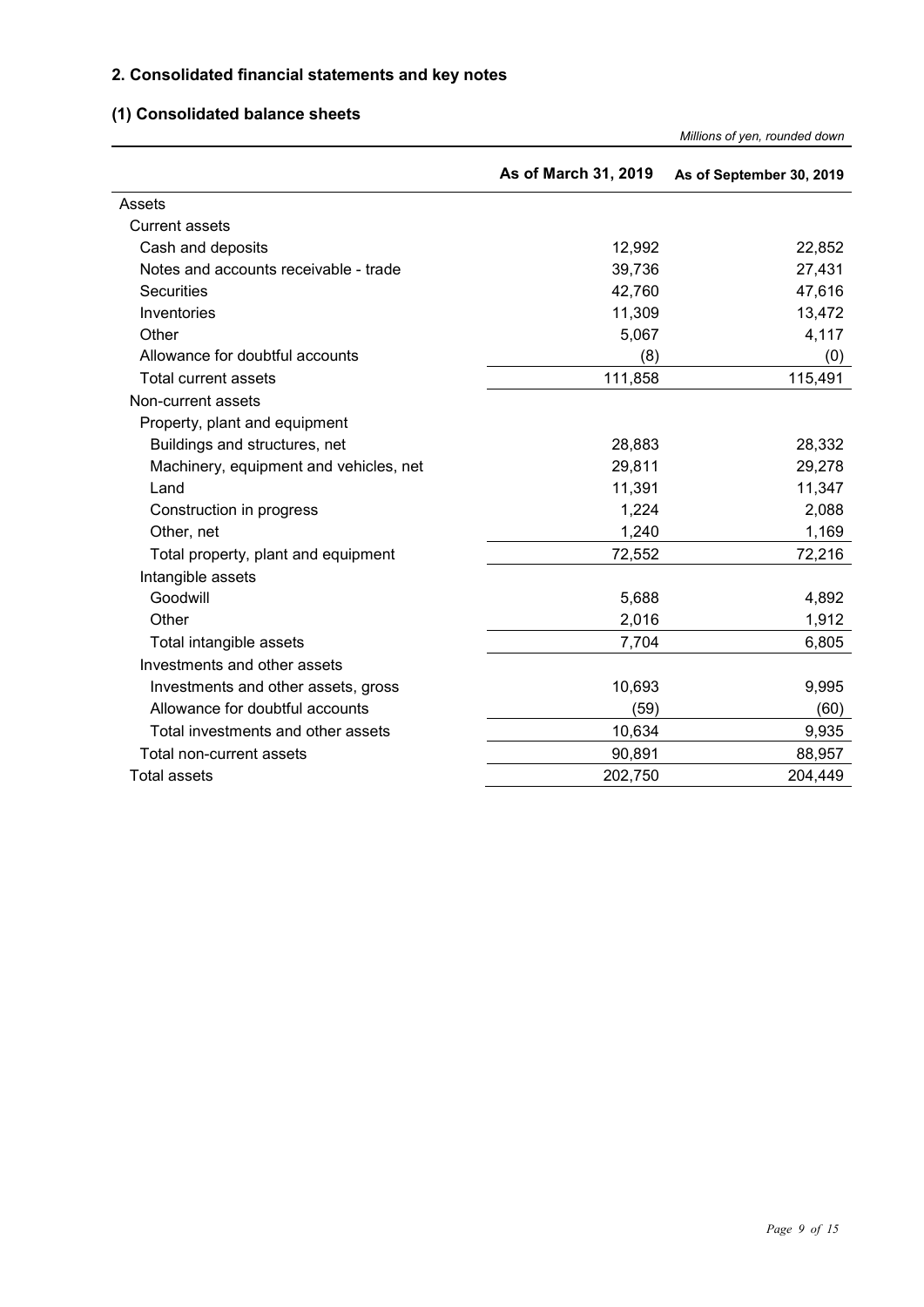## 2. Consolidated financial statements and key notes

### (1) Consolidated balance sheets

*Millions of yen, rounded down*

| | As of March 31, 2019 | As of September 30, 2019 |
|---|---|---|
| Assets | | |
| Current assets | | |
| Cash and deposits | 12,992 | 22,852 |
| Notes and accounts receivable - trade | 39,736 | 27,431 |
| Securities | 42,760 | 47,616 |
| Inventories | 11,309 | 13,472 |
| Other | 5,067 | 4,117 |
| Allowance for doubtful accounts | (8) | (0) |
| Total current assets | 111,858 | 115,491 |
| Non-current assets | | |
| Property, plant and equipment | | |
| Buildings and structures, net | 28,883 | 28,332 |
| Machinery, equipment and vehicles, net | 29,811 | 29,278 |
| Land | 11,391 | 11,347 |
| Construction in progress | 1,224 | 2,088 |
| Other, net | 1,240 | 1,169 |
| Total property, plant and equipment | 72,552 | 72,216 |
| Intangible assets | | |
| Goodwill | 5,688 | 4,892 |
| Other | 2,016 | 1,912 |
| Total intangible assets | 7,704 | 6,805 |
| Investments and other assets | | |
| Investments and other assets, gross | 10,693 | 9,995 |
| Allowance for doubtful accounts | (59) | (60) |
| Total investments and other assets | 10,634 | 9,935 |
| Total non-current assets | 90,891 | 88,957 |
| Total assets | 202,750 | 204,449 |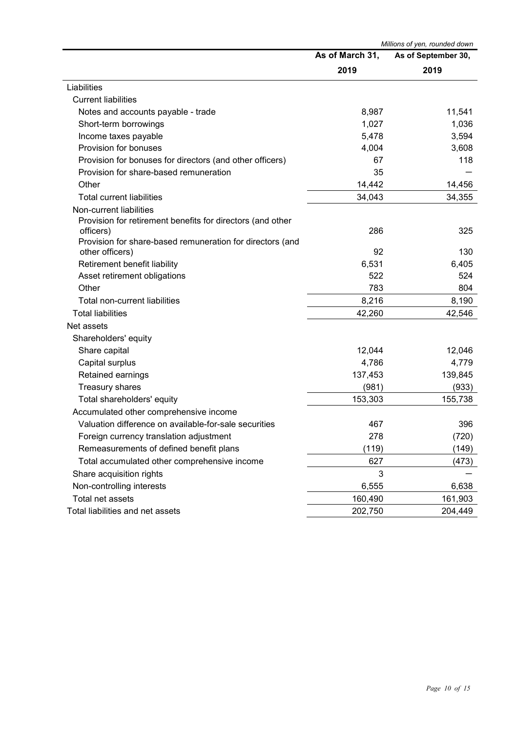*Millions of yen, rounded down*

| | As of March 31, 2019 | As of September 30, 2019 |
|---|---|---|
| Liabilities | | |
| Current liabilities | | |
| Notes and accounts payable - trade | 8,987 | 11,541 |
| Short-term borrowings | 1,027 | 1,036 |
| Income taxes payable | 5,478 | 3,594 |
| Provision for bonuses | 4,004 | 3,608 |
| Provision for bonuses for directors (and other officers) | 67 | 118 |
| Provision for share-based remuneration | 35 | — |
| Other | 14,442 | 14,456 |
| Total current liabilities | 34,043 | 34,355 |
| Non-current liabilities | | |
| Provision for retirement benefits for directors (and other officers) | 286 | 325 |
| Provision for share-based remuneration for directors (and other officers) | 92 | 130 |
| Retirement benefit liability | 6,531 | 6,405 |
| Asset retirement obligations | 522 | 524 |
| Other | 783 | 804 |
| Total non-current liabilities | 8,216 | 8,190 |
| Total liabilities | 42,260 | 42,546 |
| Net assets | | |
| Shareholders' equity | | |
| Share capital | 12,044 | 12,046 |
| Capital surplus | 4,786 | 4,779 |
| Retained earnings | 137,453 | 139,845 |
| Treasury shares | (981) | (933) |
| Total shareholders' equity | 153,303 | 155,738 |
| Accumulated other comprehensive income | | |
| Valuation difference on available-for-sale securities | 467 | 396 |
| Foreign currency translation adjustment | 278 | (720) |
| Remeasurements of defined benefit plans | (119) | (149) |
| Total accumulated other comprehensive income | 627 | (473) |
| Share acquisition rights | 3 | — |
| Non-controlling interests | 6,555 | 6,638 |
| Total net assets | 160,490 | 161,903 |
| Total liabilities and net assets | 202,750 | 204,449 |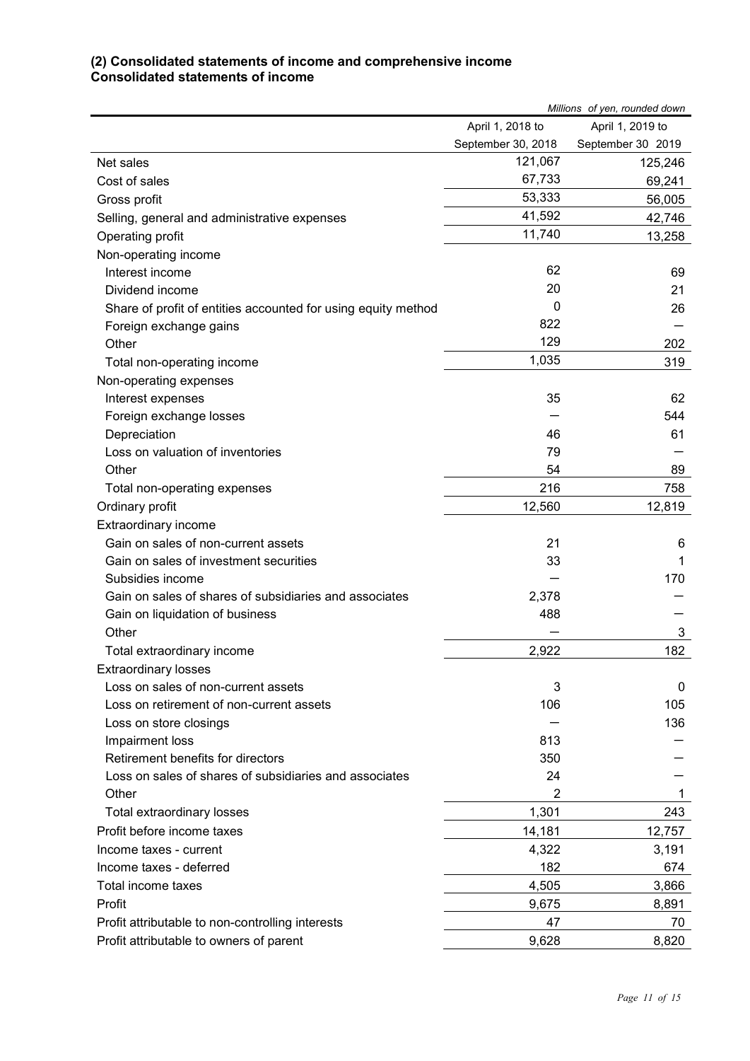### (2) Consolidated statements of income and comprehensive income
### Consolidated statements of income

*Millions of yen, rounded down*

| | April 1, 2018 to September 30, 2018 | April 1, 2019 to September 30 2019 |
|---|---|---|
| Net sales | 121,067 | 125,246 |
| Cost of sales | 67,733 | 69,241 |
| Gross profit | 53,333 | 56,005 |
| Selling, general and administrative expenses | 41,592 | 42,746 |
| Operating profit | 11,740 | 13,258 |
| Non-operating income | | |
| Interest income | 62 | 69 |
| Dividend income | 20 | 21 |
| Share of profit of entities accounted for using equity method | 0 | 26 |
| Foreign exchange gains | 822 | — |
| Other | 129 | 202 |
| Total non-operating income | 1,035 | 319 |
| Non-operating expenses | | |
| Interest expenses | 35 | 62 |
| Foreign exchange losses | — | 544 |
| Depreciation | 46 | 61 |
| Loss on valuation of inventories | 79 | — |
| Other | 54 | 89 |
| Total non-operating expenses | 216 | 758 |
| Ordinary profit | 12,560 | 12,819 |
| Extraordinary income | | |
| Gain on sales of non-current assets | 21 | 6 |
| Gain on sales of investment securities | 33 | 1 |
| Subsidies income | — | 170 |
| Gain on sales of shares of subsidiaries and associates | 2,378 | — |
| Gain on liquidation of business | 488 | — |
| Other | — | 3 |
| Total extraordinary income | 2,922 | 182 |
| Extraordinary losses | | |
| Loss on sales of non-current assets | 3 | 0 |
| Loss on retirement of non-current assets | 106 | 105 |
| Loss on store closings | — | 136 |
| Impairment loss | 813 | — |
| Retirement benefits for directors | 350 | — |
| Loss on sales of shares of subsidiaries and associates | 24 | — |
| Other | 2 | 1 |
| Total extraordinary losses | 1,301 | 243 |
| Profit before income taxes | 14,181 | 12,757 |
| Income taxes - current | 4,322 | 3,191 |
| Income taxes - deferred | 182 | 674 |
| Total income taxes | 4,505 | 3,866 |
| Profit | 9,675 | 8,891 |
| Profit attributable to non-controlling interests | 47 | 70 |
| Profit attributable to owners of parent | 9,628 | 8,820 |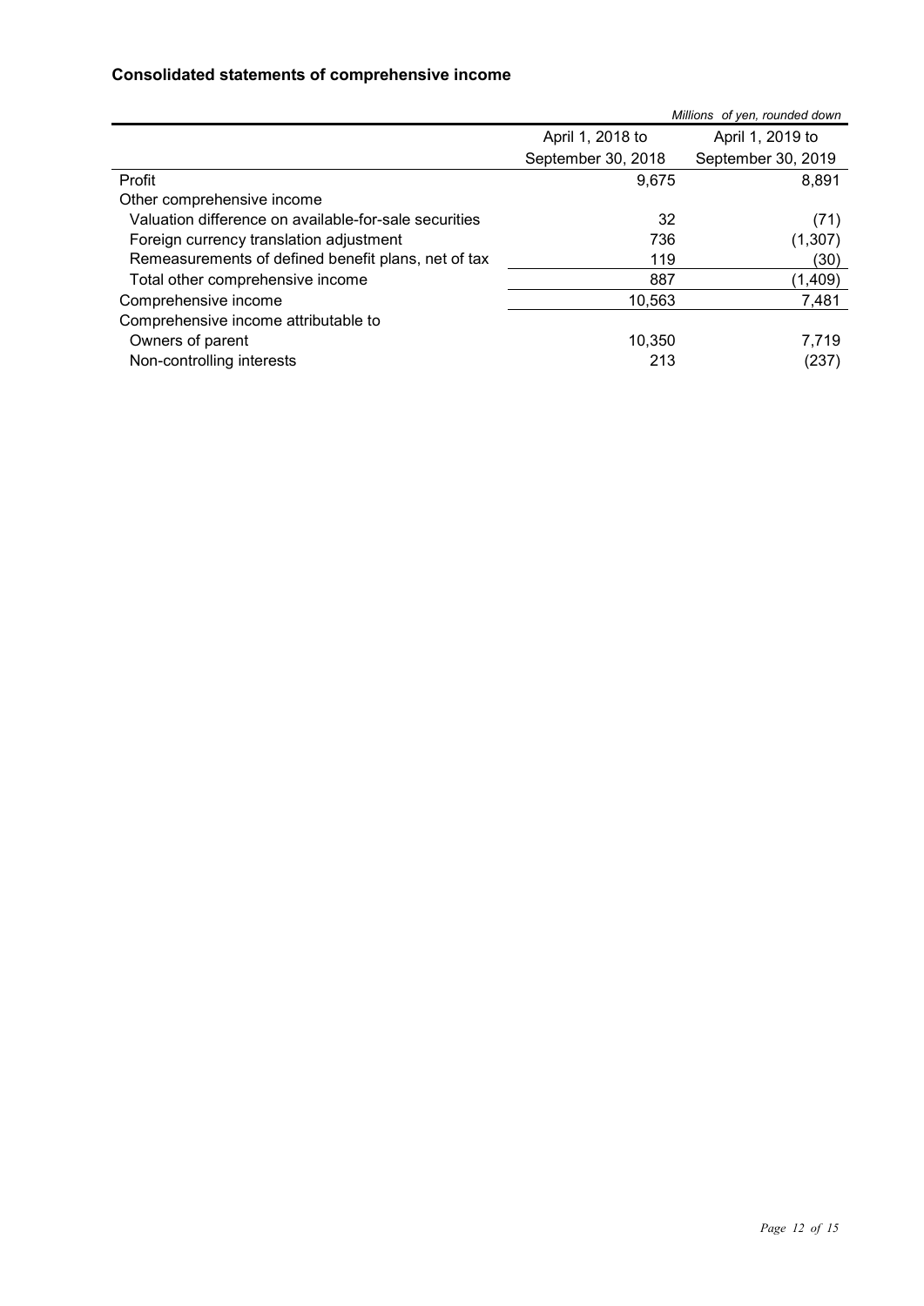**Consolidated statements of comprehensive income**

*Millions of yen, rounded down*

| | April 1, 2018 to September 30, 2018 | April 1, 2019 to September 30, 2019 |
|---|---:|---:|
| Profit | 9,675 | 8,891 |
| Other comprehensive income | | |
| Valuation difference on available-for-sale securities | 32 | (71) |
| Foreign currency translation adjustment | 736 | (1,307) |
| Remeasurements of defined benefit plans, net of tax | 119 | (30) |
| Total other comprehensive income | 887 | (1,409) |
| Comprehensive income | 10,563 | 7,481 |
| Comprehensive income attributable to | | |
| Owners of parent | 10,350 | 7,719 |
| Non-controlling interests | 213 | (237) |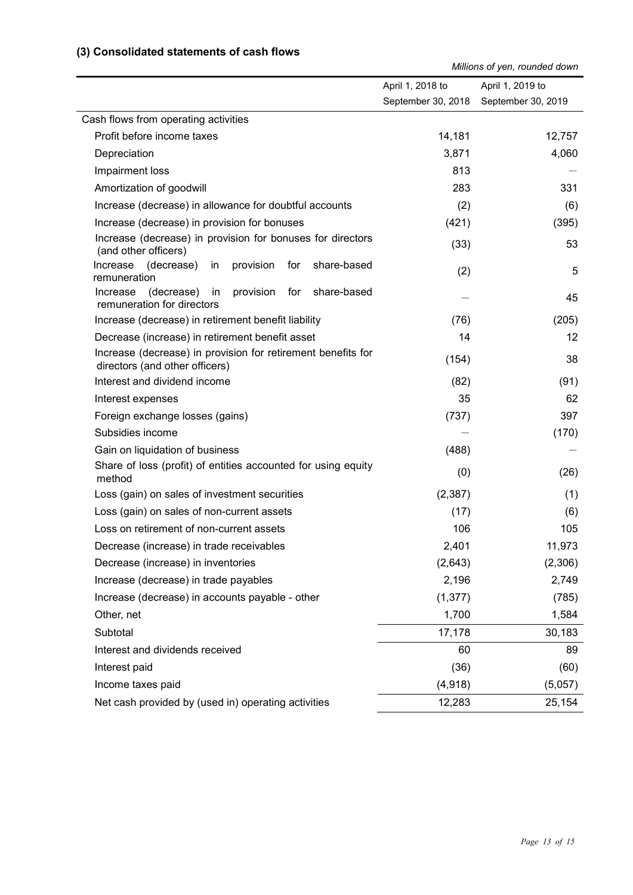### (3) Consolidated statements of cash flows

*Millions of yen, rounded down*

| | April 1, 2018 to September 30, 2018 | April 1, 2019 to September 30, 2019 |
|---|---|---|
| Cash flows from operating activities | | |
| Profit before income taxes | 14,181 | 12,757 |
| Depreciation | 3,871 | 4,060 |
| Impairment loss | 813 | — |
| Amortization of goodwill | 283 | 331 |
| Increase (decrease) in allowance for doubtful accounts | (2) | (6) |
| Increase (decrease) in provision for bonuses | (421) | (395) |
| Increase (decrease) in provision for bonuses for directors (and other officers) | (33) | 53 |
| Increase (decrease) in provision for share-based remuneration | (2) | 5 |
| Increase (decrease) in provision for share-based remuneration for directors | — | 45 |
| Increase (decrease) in retirement benefit liability | (76) | (205) |
| Decrease (increase) in retirement benefit asset | 14 | 12 |
| Increase (decrease) in provision for retirement benefits for directors (and other officers) | (154) | 38 |
| Interest and dividend income | (82) | (91) |
| Interest expenses | 35 | 62 |
| Foreign exchange losses (gains) | (737) | 397 |
| Subsidies income | — | (170) |
| Gain on liquidation of business | (488) | — |
| Share of loss (profit) of entities accounted for using equity method | (0) | (26) |
| Loss (gain) on sales of investment securities | (2,387) | (1) |
| Loss (gain) on sales of non-current assets | (17) | (6) |
| Loss on retirement of non-current assets | 106 | 105 |
| Decrease (increase) in trade receivables | 2,401 | 11,973 |
| Decrease (increase) in inventories | (2,643) | (2,306) |
| Increase (decrease) in trade payables | 2,196 | 2,749 |
| Increase (decrease) in accounts payable - other | (1,377) | (785) |
| Other, net | 1,700 | 1,584 |
| Subtotal | 17,178 | 30,183 |
| Interest and dividends received | 60 | 89 |
| Interest paid | (36) | (60) |
| Income taxes paid | (4,918) | (5,057) |
| Net cash provided by (used in) operating activities | 12,283 | 25,154 |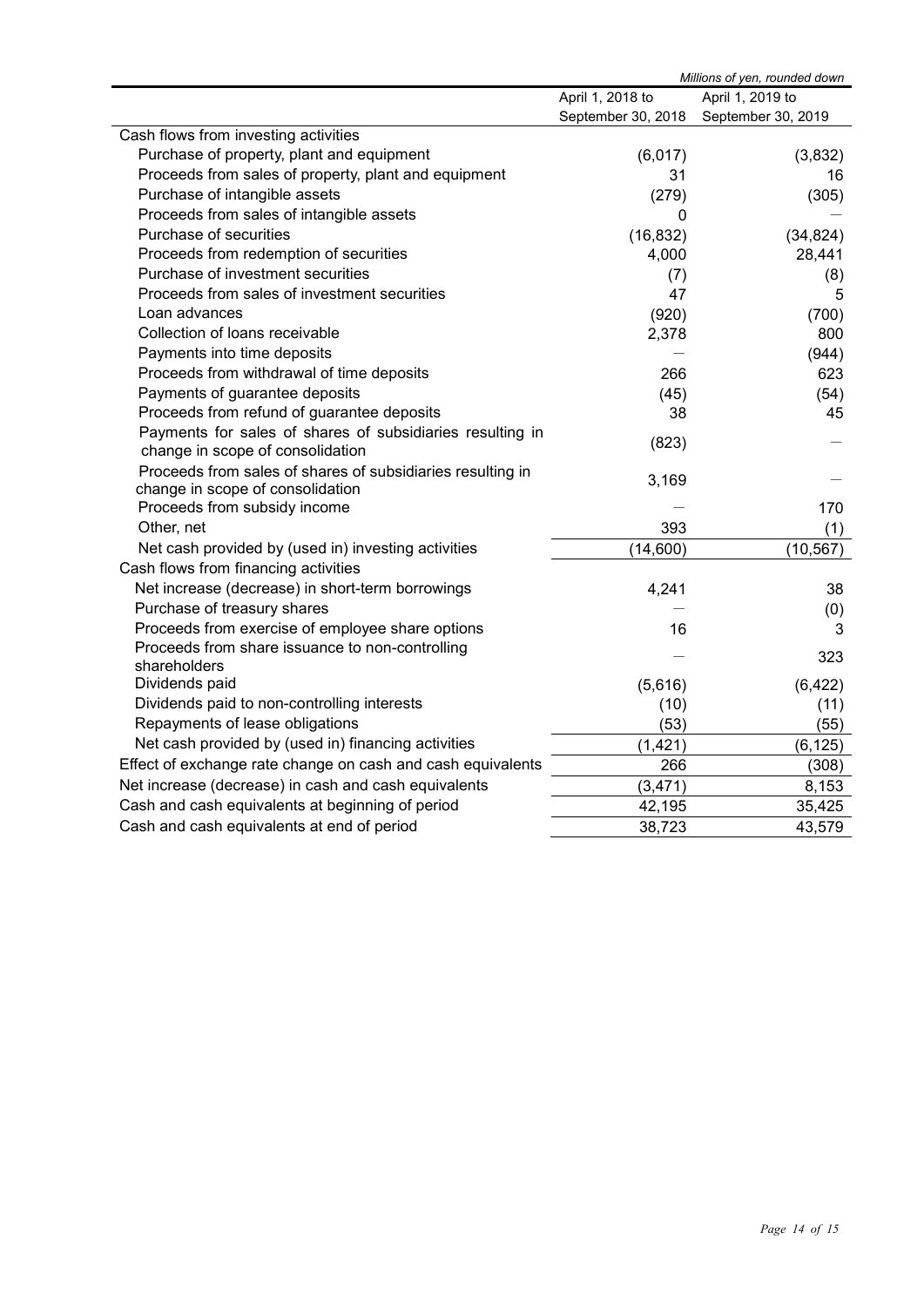*Millions of yen, rounded down*

| | April 1, 2018 to September 30, 2018 | April 1, 2019 to September 30, 2019 |
|---|---|---|
| Cash flows from investing activities | | |
| Purchase of property, plant and equipment | (6,017) | (3,832) |
| Proceeds from sales of property, plant and equipment | 31 | 16 |
| Purchase of intangible assets | (279) | (305) |
| Proceeds from sales of intangible assets | 0 | — |
| Purchase of securities | (16,832) | (34,824) |
| Proceeds from redemption of securities | 4,000 | 28,441 |
| Purchase of investment securities | (7) | (8) |
| Proceeds from sales of investment securities | 47 | 5 |
| Loan advances | (920) | (700) |
| Collection of loans receivable | 2,378 | 800 |
| Payments into time deposits | — | (944) |
| Proceeds from withdrawal of time deposits | 266 | 623 |
| Payments of guarantee deposits | (45) | (54) |
| Proceeds from refund of guarantee deposits | 38 | 45 |
| Payments for sales of shares of subsidiaries resulting in change in scope of consolidation | (823) | — |
| Proceeds from sales of shares of subsidiaries resulting in change in scope of consolidation | 3,169 | — |
| Proceeds from subsidy income | — | 170 |
| Other, net | 393 | (1) |
| Net cash provided by (used in) investing activities | (14,600) | (10,567) |
| Cash flows from financing activities | | |
| Net increase (decrease) in short-term borrowings | 4,241 | 38 |
| Purchase of treasury shares | — | (0) |
| Proceeds from exercise of employee share options | 16 | 3 |
| Proceeds from share issuance to non-controlling shareholders | — | 323 |
| Dividends paid | (5,616) | (6,422) |
| Dividends paid to non-controlling interests | (10) | (11) |
| Repayments of lease obligations | (53) | (55) |
| Net cash provided by (used in) financing activities | (1,421) | (6,125) |
| Effect of exchange rate change on cash and cash equivalents | 266 | (308) |
| Net increase (decrease) in cash and cash equivalents | (3,471) | 8,153 |
| Cash and cash equivalents at beginning of period | 42,195 | 35,425 |
| Cash and cash equivalents at end of period | 38,723 | 43,579 |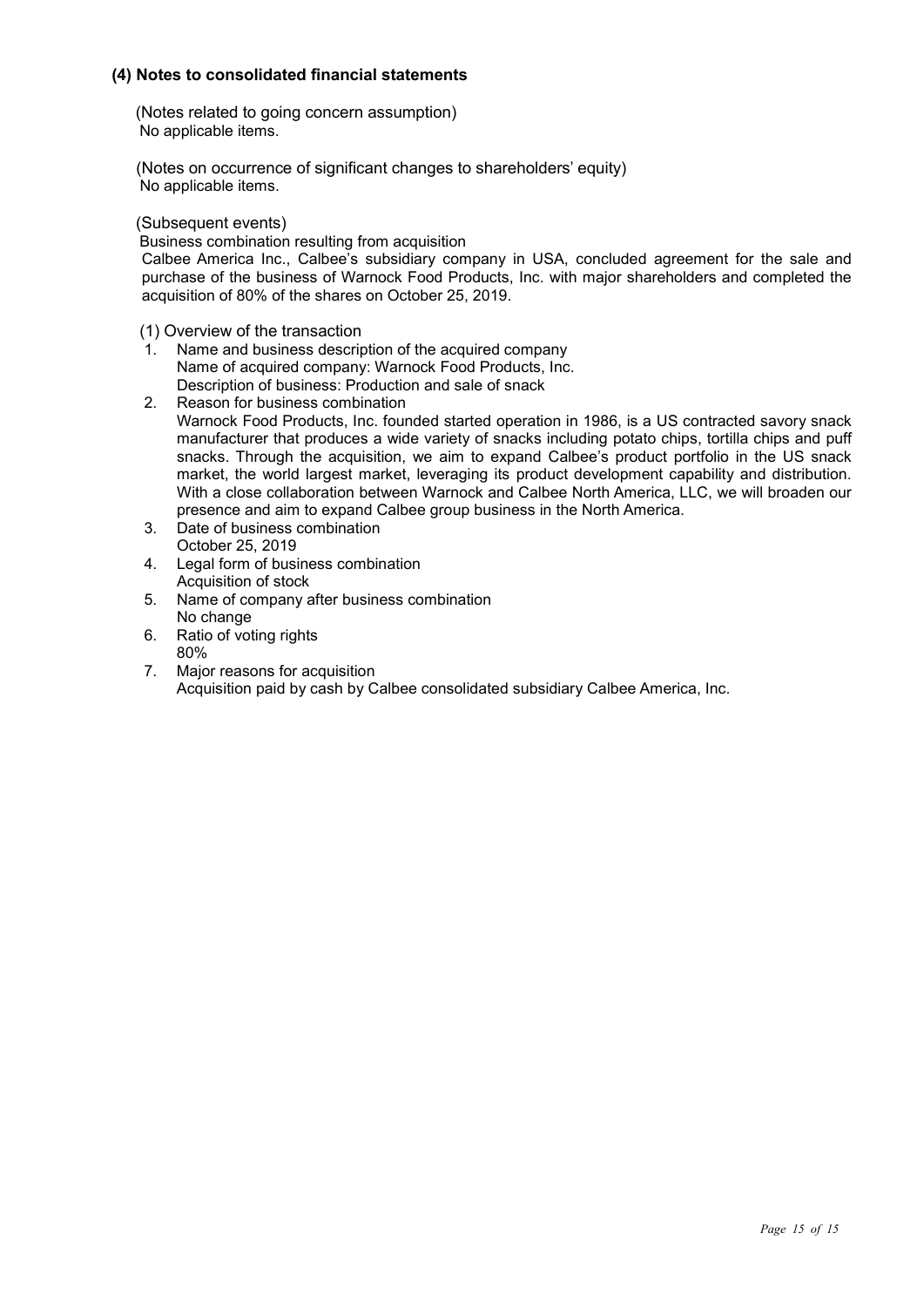### (4) Notes to consolidated financial statements

(Notes related to going concern assumption)
No applicable items.

(Notes on occurrence of significant changes to shareholders' equity)
No applicable items.

(Subsequent events)
Business combination resulting from acquisition
Calbee America Inc., Calbee's subsidiary company in USA, concluded agreement for the sale and purchase of the business of Warnock Food Products, Inc. with major shareholders and completed the acquisition of 80% of the shares on October 25, 2019.

(1) Overview of the transaction

1. Name and business description of the acquired company
   Name of acquired company: Warnock Food Products, Inc.
   Description of business: Production and sale of snack
2. Reason for business combination
   Warnock Food Products, Inc. founded started operation in 1986, is a US contracted savory snack manufacturer that produces a wide variety of snacks including potato chips, tortilla chips and puff snacks. Through the acquisition, we aim to expand Calbee's product portfolio in the US snack market, the world largest market, leveraging its product development capability and distribution. With a close collaboration between Warnock and Calbee North America, LLC, we will broaden our presence and aim to expand Calbee group business in the North America.
3. Date of business combination
   October 25, 2019
4. Legal form of business combination
   Acquisition of stock
5. Name of company after business combination
   No change
6. Ratio of voting rights
   80%
7. Major reasons for acquisition
   Acquisition paid by cash by Calbee consolidated subsidiary Calbee America, Inc.